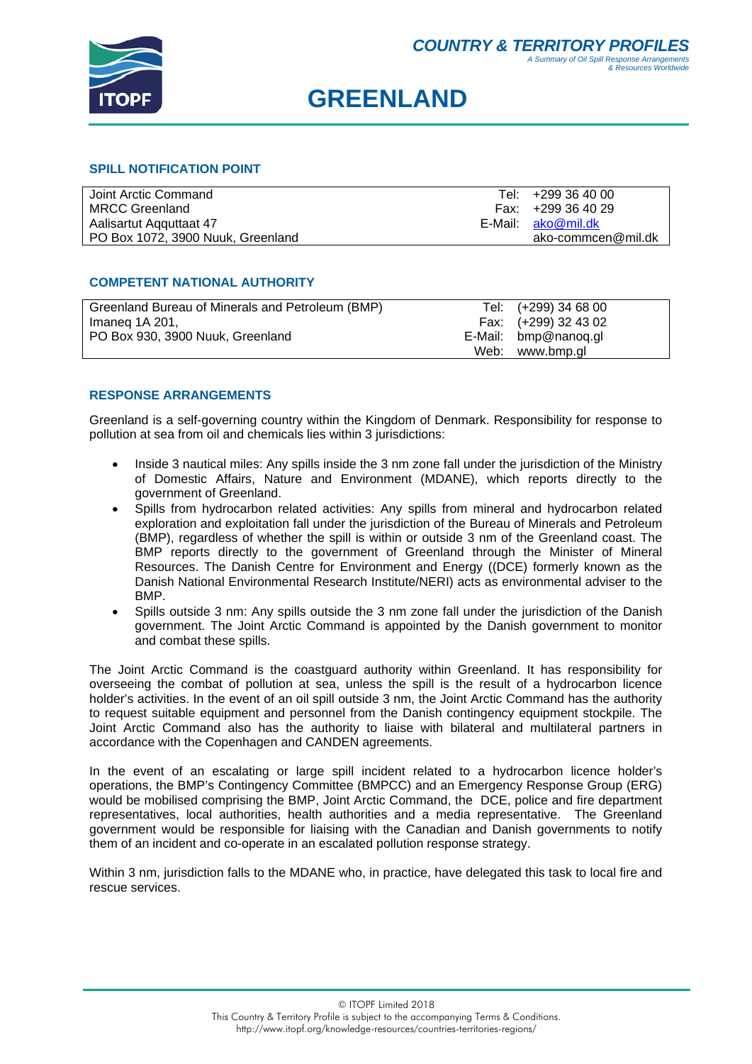# GREENLAND

## SPILL NOTIFICATION POINT

| | |
|---|---|
| Joint Arctic Command<br>MRCC Greenland<br>Aalisartut Aqquttaat 47<br>PO Box 1072, 3900 Nuuk, Greenland | Tel: +299 36 40 00<br>Fax: +299 36 40 29<br>E-Mail: ako@mil.dk<br>ako-commcen@mil.dk |

## COMPETENT NATIONAL AUTHORITY

| | |
|---|---|
| Greenland Bureau of Minerals and Petroleum (BMP)<br>Imaneq 1A 201,<br>PO Box 930, 3900 Nuuk, Greenland | Tel: (+299) 34 68 00<br>Fax: (+299) 32 43 02<br>E-Mail: bmp@nanoq.gl<br>Web: www.bmp.gl |

## RESPONSE ARRANGEMENTS

Greenland is a self-governing country within the Kingdom of Denmark. Responsibility for response to pollution at sea from oil and chemicals lies within 3 jurisdictions:

- Inside 3 nautical miles: Any spills inside the 3 nm zone fall under the jurisdiction of the Ministry of Domestic Affairs, Nature and Environment (MDANE), which reports directly to the government of Greenland.
- Spills from hydrocarbon related activities: Any spills from mineral and hydrocarbon related exploration and exploitation fall under the jurisdiction of the Bureau of Minerals and Petroleum (BMP), regardless of whether the spill is within or outside 3 nm of the Greenland coast. The BMP reports directly to the government of Greenland through the Minister of Mineral Resources. The Danish Centre for Environment and Energy ((DCE) formerly known as the Danish National Environmental Research Institute/NERI) acts as environmental adviser to the BMP.
- Spills outside 3 nm: Any spills outside the 3 nm zone fall under the jurisdiction of the Danish government. The Joint Arctic Command is appointed by the Danish government to monitor and combat these spills.

The Joint Arctic Command is the coastguard authority within Greenland. It has responsibility for overseeing the combat of pollution at sea, unless the spill is the result of a hydrocarbon licence holder's activities. In the event of an oil spill outside 3 nm, the Joint Arctic Command has the authority to request suitable equipment and personnel from the Danish contingency equipment stockpile. The Joint Arctic Command also has the authority to liaise with bilateral and multilateral partners in accordance with the Copenhagen and CANDEN agreements.

In the event of an escalating or large spill incident related to a hydrocarbon licence holder's operations, the BMP's Contingency Committee (BMPCC) and an Emergency Response Group (ERG) would be mobilised comprising the BMP, Joint Arctic Command, the DCE, police and fire department representatives, local authorities, health authorities and a media representative. The Greenland government would be responsible for liaising with the Canadian and Danish governments to notify them of an incident and co-operate in an escalated pollution response strategy.

Within 3 nm, jurisdiction falls to the MDANE who, in practice, have delegated this task to local fire and rescue services.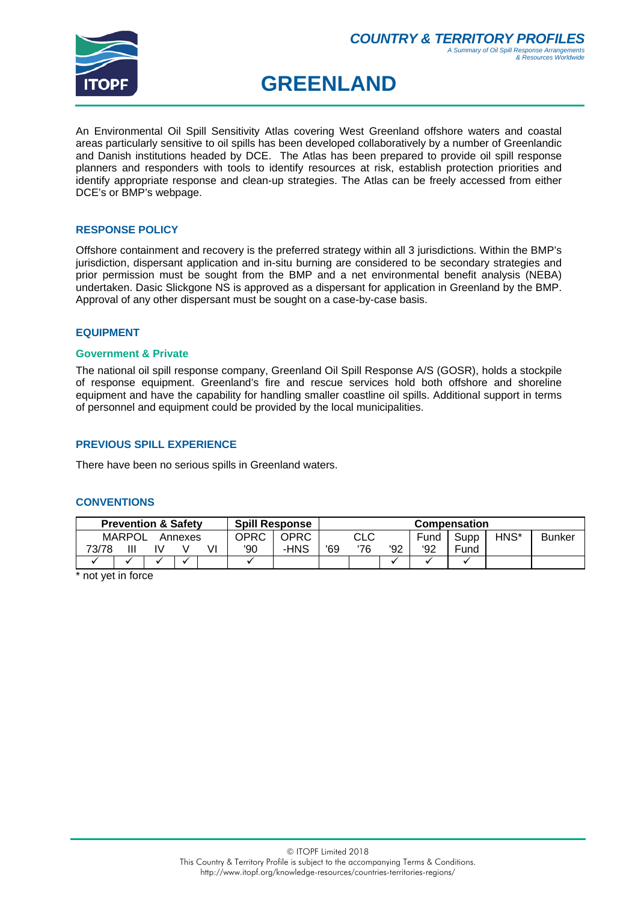An Environmental Oil Spill Sensitivity Atlas covering West Greenland offshore waters and coastal areas particularly sensitive to oil spills has been developed collaboratively by a number of Greenlandic and Danish institutions headed by DCE. The Atlas has been prepared to provide oil spill response planners and responders with tools to identify resources at risk, establish protection priorities and identify appropriate response and clean-up strategies. The Atlas can be freely accessed from either DCE's or BMP's webpage.

### RESPONSE POLICY

Offshore containment and recovery is the preferred strategy within all 3 jurisdictions. Within the BMP's jurisdiction, dispersant application and in-situ burning are considered to be secondary strategies and prior permission must be sought from the BMP and a net environmental benefit analysis (NEBA) undertaken. Dasic Slickgone NS is approved as a dispersant for application in Greenland by the BMP. Approval of any other dispersant must be sought on a case-by-case basis.

### EQUIPMENT

#### Government & Private

The national oil spill response company, Greenland Oil Spill Response A/S (GOSR), holds a stockpile of response equipment. Greenland's fire and rescue services hold both offshore and shoreline equipment and have the capability for handling smaller coastline oil spills. Additional support in terms of personnel and equipment could be provided by the local municipalities.

### PREVIOUS SPILL EXPERIENCE

There have been no serious spills in Greenland waters.

### CONVENTIONS

| **Prevention & Safety** | | | | | **Spill Response** | | **Compensation** | | | | | | |
|---|---|---|---|---|---|---|---|---|---|---|---|---|---|
| MARPOL Annexes | | | | | OPRC | OPRC | CLC | | | Fund | Supp | HNS* | Bunker |
| 73/78 | III | IV | V | VI | '90 | -HNS | '69 | '76 | '92 | '92 | Fund | | |
| ✓ | ✓ | ✓ | ✓ | | ✓ | | | | ✓ | ✓ | ✓ | | |

\* not yet in force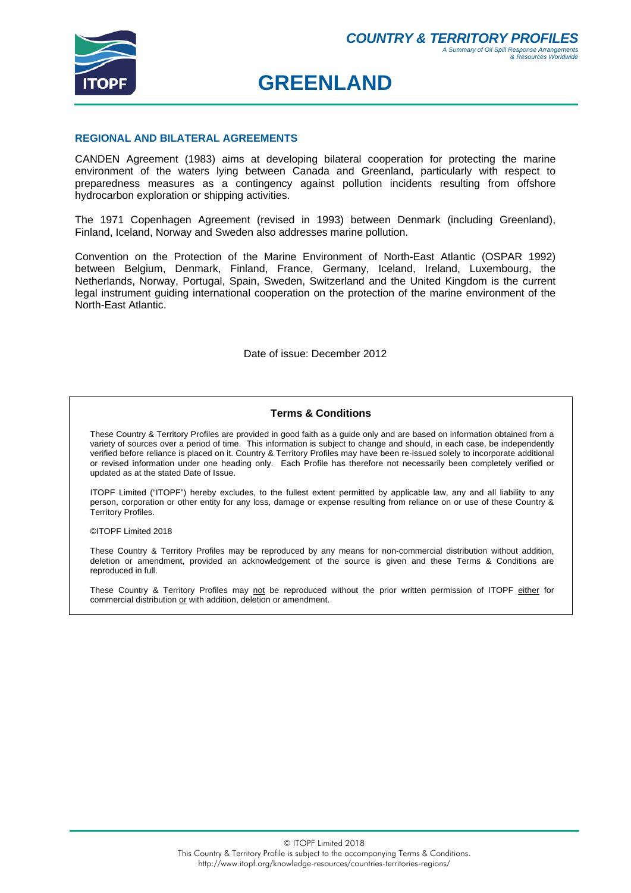# GREENLAND

## REGIONAL AND BILATERAL AGREEMENTS

CANDEN Agreement (1983) aims at developing bilateral cooperation for protecting the marine environment of the waters lying between Canada and Greenland, particularly with respect to preparedness measures as a contingency against pollution incidents resulting from offshore hydrocarbon exploration or shipping activities.

The 1971 Copenhagen Agreement (revised in 1993) between Denmark (including Greenland), Finland, Iceland, Norway and Sweden also addresses marine pollution.

Convention on the Protection of the Marine Environment of North-East Atlantic (OSPAR 1992) between Belgium, Denmark, Finland, France, Germany, Iceland, Ireland, Luxembourg, the Netherlands, Norway, Portugal, Spain, Sweden, Switzerland and the United Kingdom is the current legal instrument guiding international cooperation on the protection of the marine environment of the North-East Atlantic.

Date of issue: December 2012

**Terms & Conditions**

These Country & Territory Profiles are provided in good faith as a guide only and are based on information obtained from a variety of sources over a period of time. This information is subject to change and should, in each case, be independently verified before reliance is placed on it. Country & Territory Profiles may have been re-issued solely to incorporate additional or revised information under one heading only. Each Profile has therefore not necessarily been completely verified or updated as at the stated Date of Issue.

ITOPF Limited ("ITOPF") hereby excludes, to the fullest extent permitted by applicable law, any and all liability to any person, corporation or other entity for any loss, damage or expense resulting from reliance on or use of these Country & Territory Profiles.

©ITOPF Limited 2018

These Country & Territory Profiles may be reproduced by any means for non-commercial distribution without addition, deletion or amendment, provided an acknowledgement of the source is given and these Terms & Conditions are reproduced in full.

These Country & Territory Profiles may not be reproduced without the prior written permission of ITOPF either for commercial distribution or with addition, deletion or amendment.